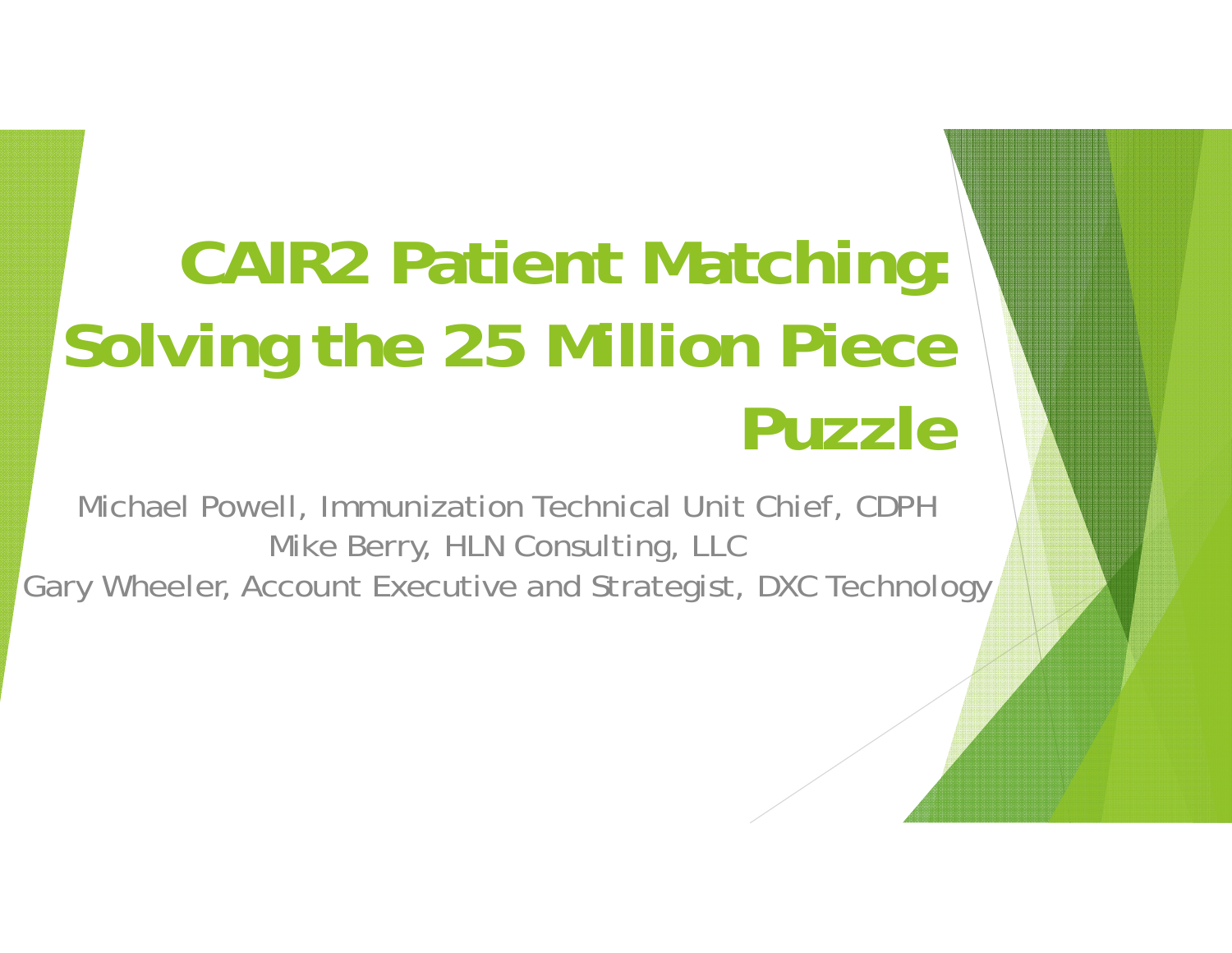# CAIR2 Patient Matching: Solving the 25 Million Piece Puzzle

Michael Powell, Immunization Technical Unit Chief, CDPH

Mike Berry, HLN Consulting, LLC

Gary Wheeler, Account Executive and Strategist, DXC Technology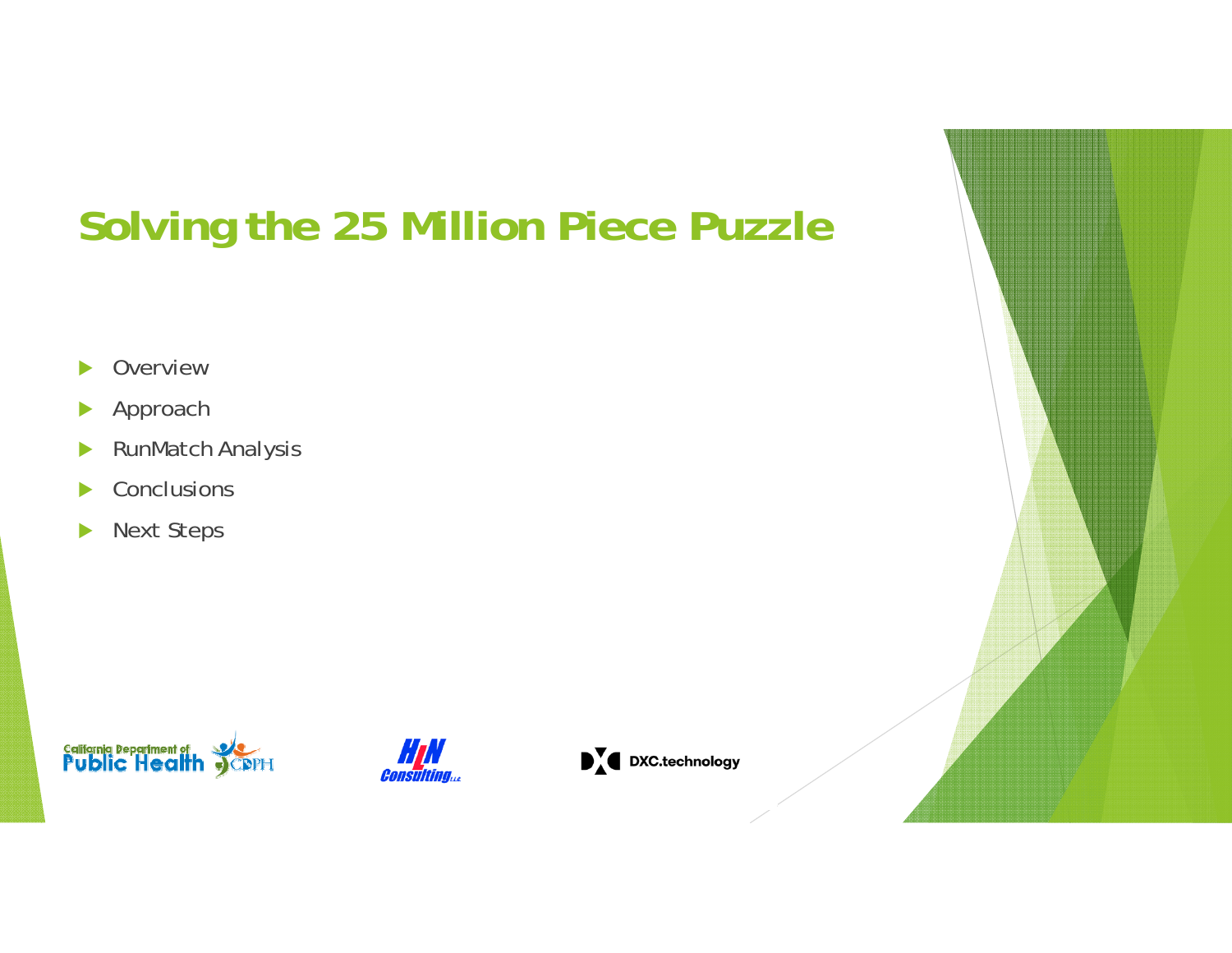# Solving the 25 Million Piece Puzzle

- Overview
- Approach
- RunMatch Analysis
- Conclusions
- Next Steps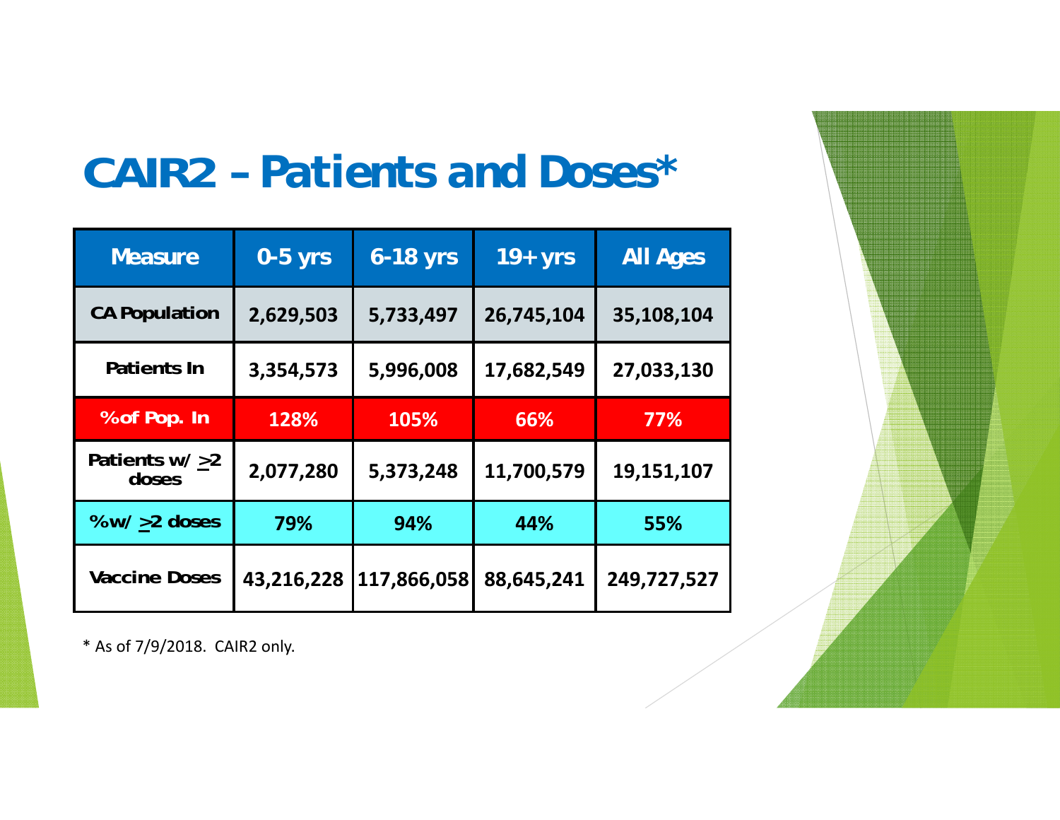# CAIR2 – Patients and Doses*

| Measure | 0-5 yrs | 6-18 yrs | 19+ yrs | All Ages |
|---|---|---|---|---|
| CA Population | 2,629,503 | 5,733,497 | 26,745,104 | 35,108,104 |
| Patients In | 3,354,573 | 5,996,008 | 17,682,549 | 27,033,130 |
| % of Pop. In | 128% | 105% | 66% | 77% |
| Patients w/ ≥2 doses | 2,077,280 | 5,373,248 | 11,700,579 | 19,151,107 |
| % w/ ≥2 doses | 79% | 94% | 44% | 55% |
| Vaccine Doses | 43,216,228 | 117,866,058 | 88,645,241 | 249,727,527 |

* As of 7/9/2018. CAIR2 only.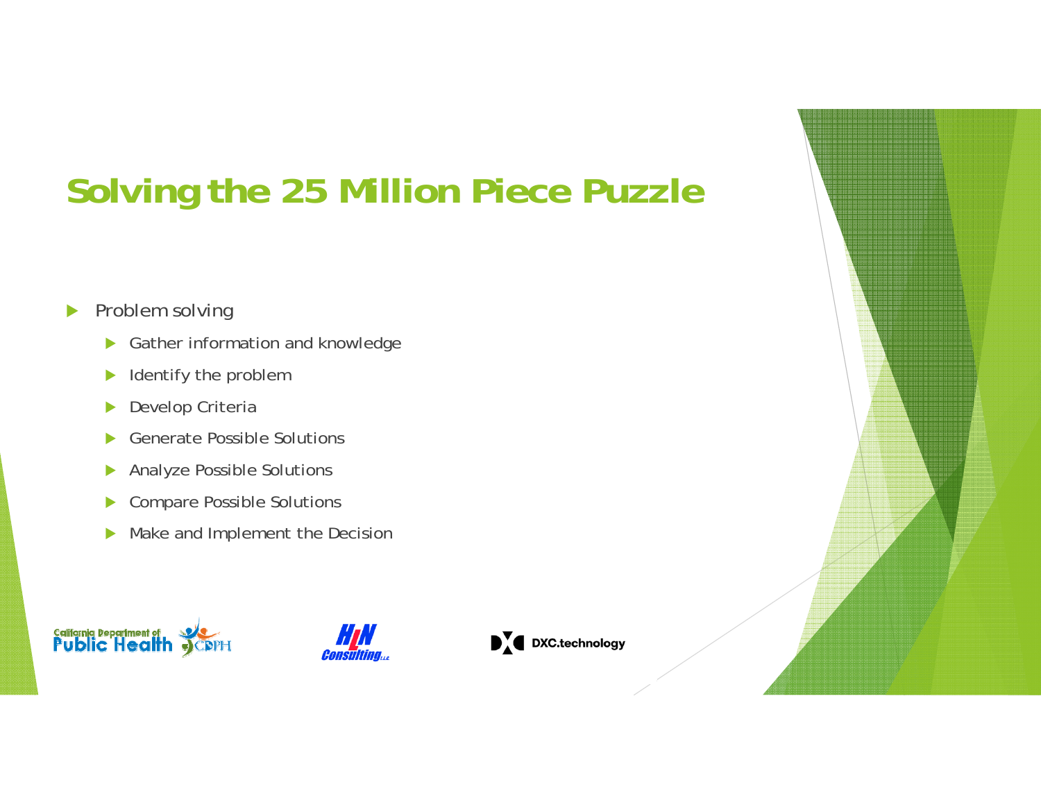# Solving the 25 Million Piece Puzzle

- Problem solving
  - Gather information and knowledge
  - Identify the problem
  - Develop Criteria
  - Generate Possible Solutions
  - Analyze Possible Solutions
  - Compare Possible Solutions
  - Make and Implement the Decision

California Department of Public Health CDPH | HLN Consulting LLC | DXC.technology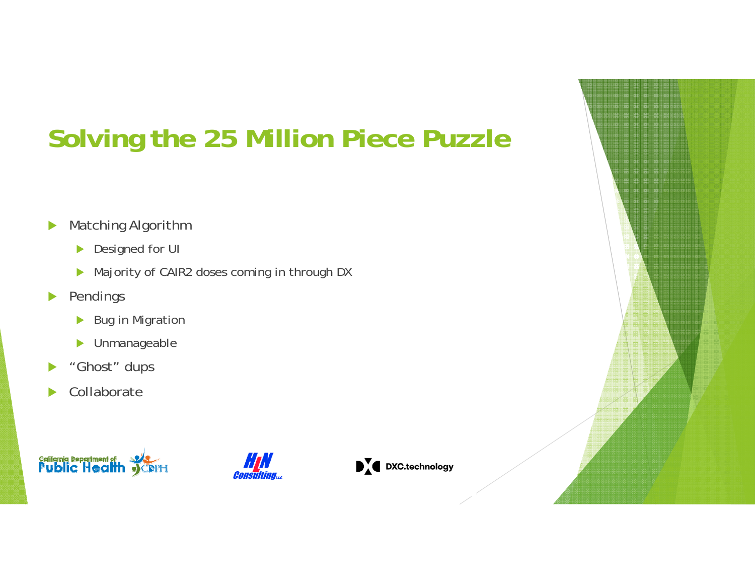# Solving the 25 Million Piece Puzzle

- Matching Algorithm
  - Designed for UI
  - Majority of CAIR2 doses coming in through DX
- Pendings
  - Bug in Migration
  - Unmanageable
- "Ghost" dups
- Collaborate

California Department of Public Health CDPH

HLN Consulting LLC

DXC.technology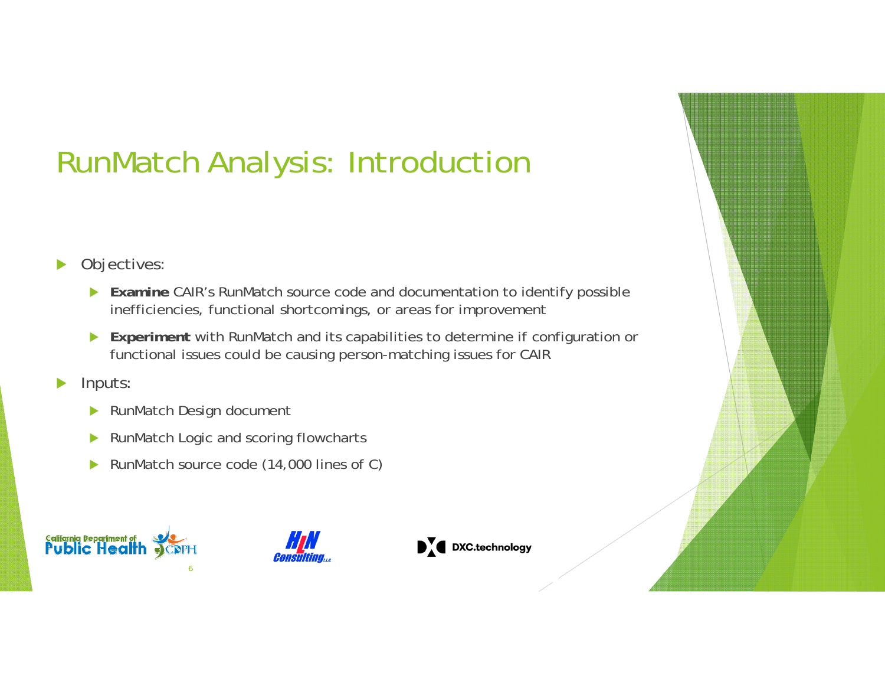# RunMatch Analysis: Introduction

- Objectives:
  - **Examine** CAIR's RunMatch source code and documentation to identify possible inefficiencies, functional shortcomings, or areas for improvement
  - **Experiment** with RunMatch and its capabilities to determine if configuration or functional issues could be causing person-matching issues for CAIR
- Inputs:
  - RunMatch Design document
  - RunMatch Logic and scoring flowcharts
  - RunMatch source code (14,000 lines of C)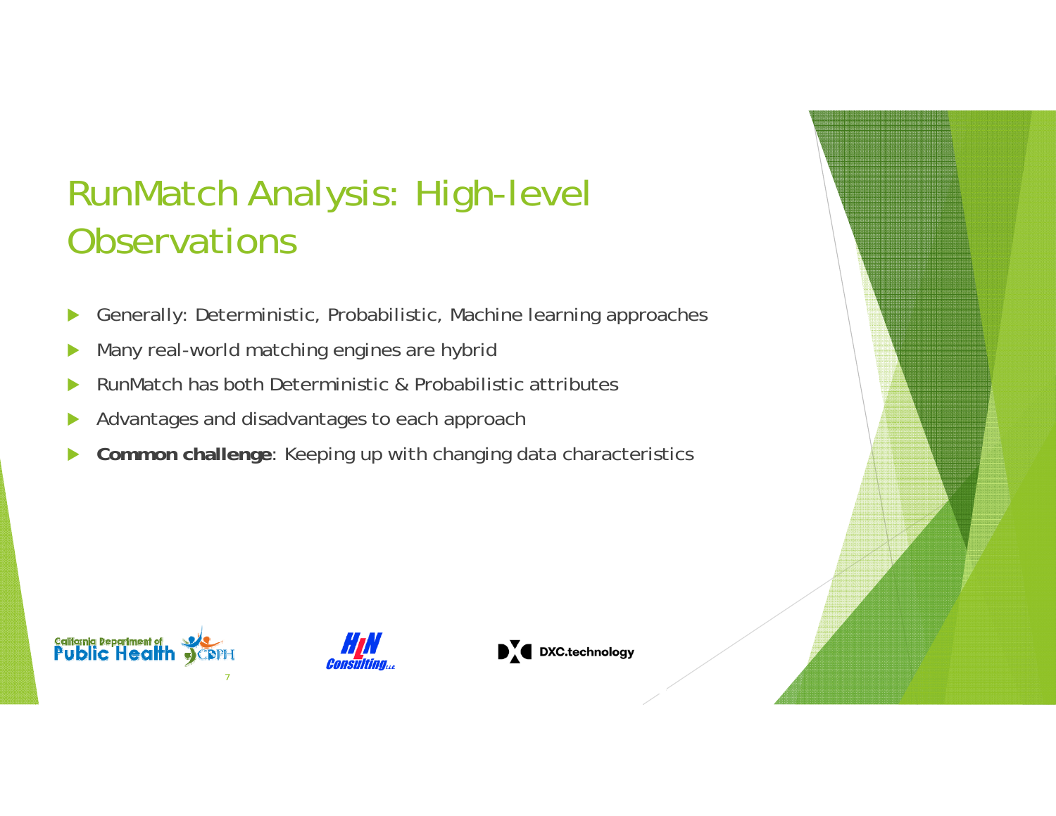# RunMatch Analysis: High-level Observations

- Generally: Deterministic, Probabilistic, Machine learning approaches
- Many real-world matching engines are hybrid
- RunMatch has both Deterministic & Probabilistic attributes
- Advantages and disadvantages to each approach
- **Common challenge**: Keeping up with changing data characteristics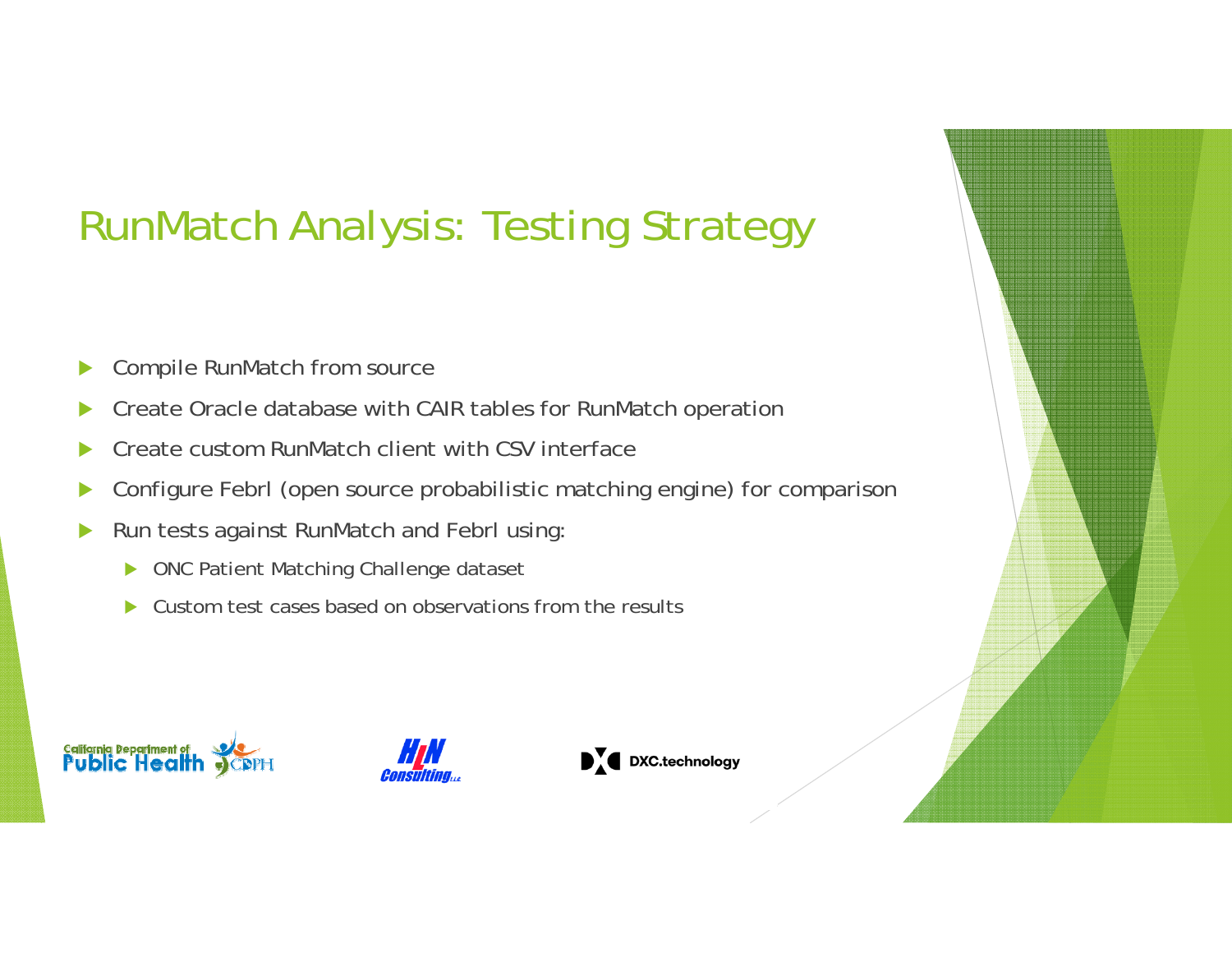# RunMatch Analysis: Testing Strategy

- Compile RunMatch from source
- Create Oracle database with CAIR tables for RunMatch operation
- Create custom RunMatch client with CSV interface
- Configure Febrl (open source probabilistic matching engine) for comparison
- Run tests against RunMatch and Febrl using:
  - ONC Patient Matching Challenge dataset
  - Custom test cases based on observations from the results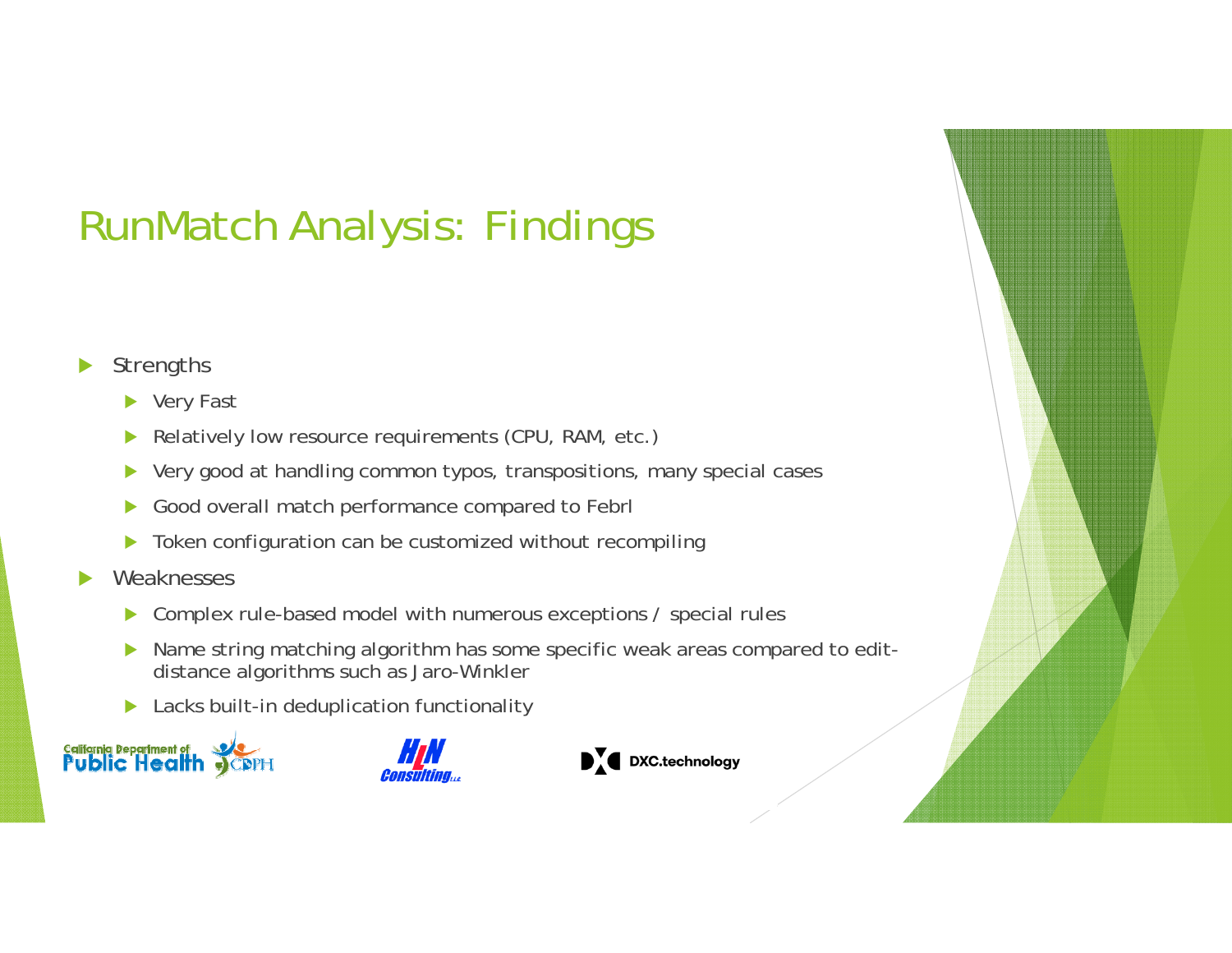# RunMatch Analysis: Findings

- Strengths
  - Very Fast
  - Relatively low resource requirements (CPU, RAM, etc.)
  - Very good at handling common typos, transpositions, many special cases
  - Good overall match performance compared to Febrl
  - Token configuration can be customized without recompiling
- Weaknesses
  - Complex rule-based model with numerous exceptions / special rules
  - Name string matching algorithm has some specific weak areas compared to edit-distance algorithms such as Jaro-Winkler
  - Lacks built-in deduplication functionality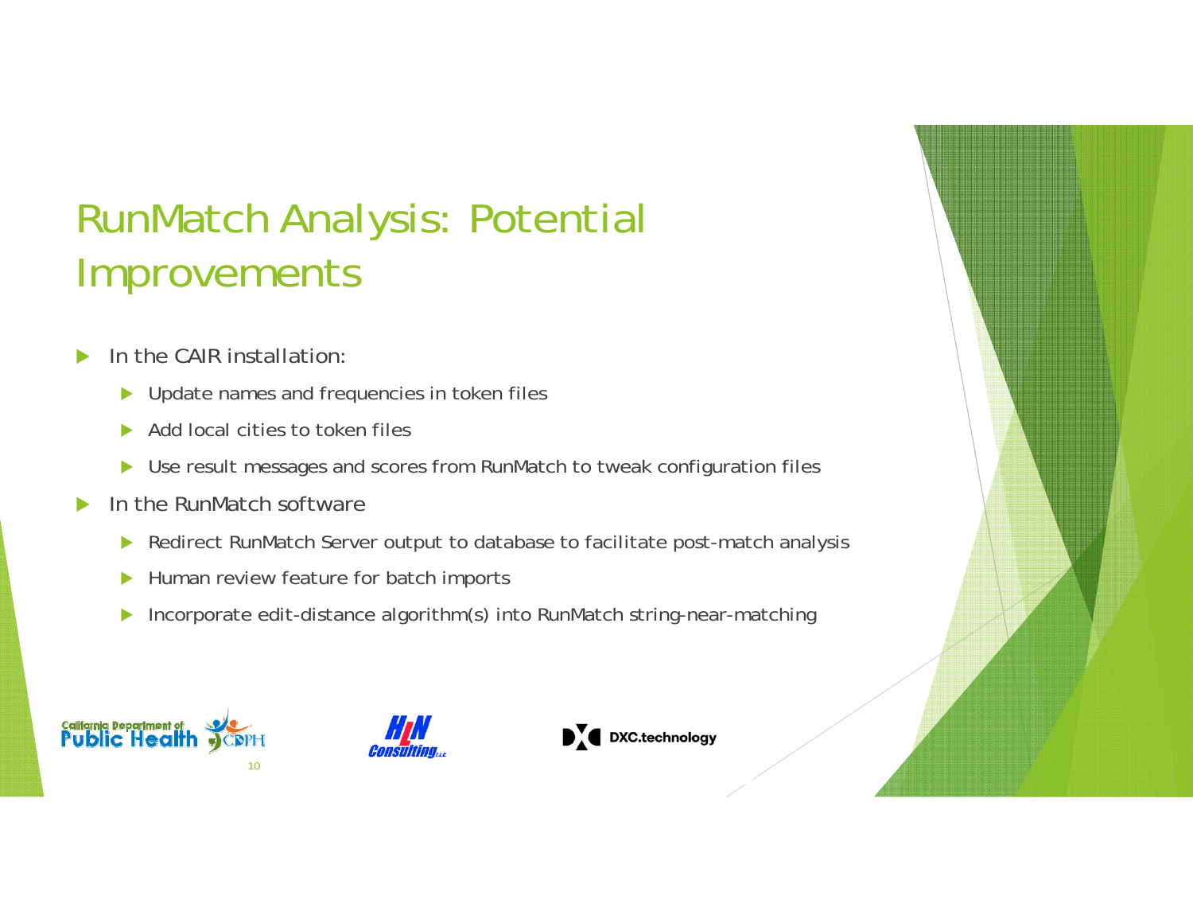# RunMatch Analysis: Potential Improvements

- In the CAIR installation:
  - Update names and frequencies in token files
  - Add local cities to token files
  - Use result messages and scores from RunMatch to tweak configuration files
- In the RunMatch software
  - Redirect RunMatch Server output to database to facilitate post-match analysis
  - Human review feature for batch imports
  - Incorporate edit-distance algorithm(s) into RunMatch string-near-matching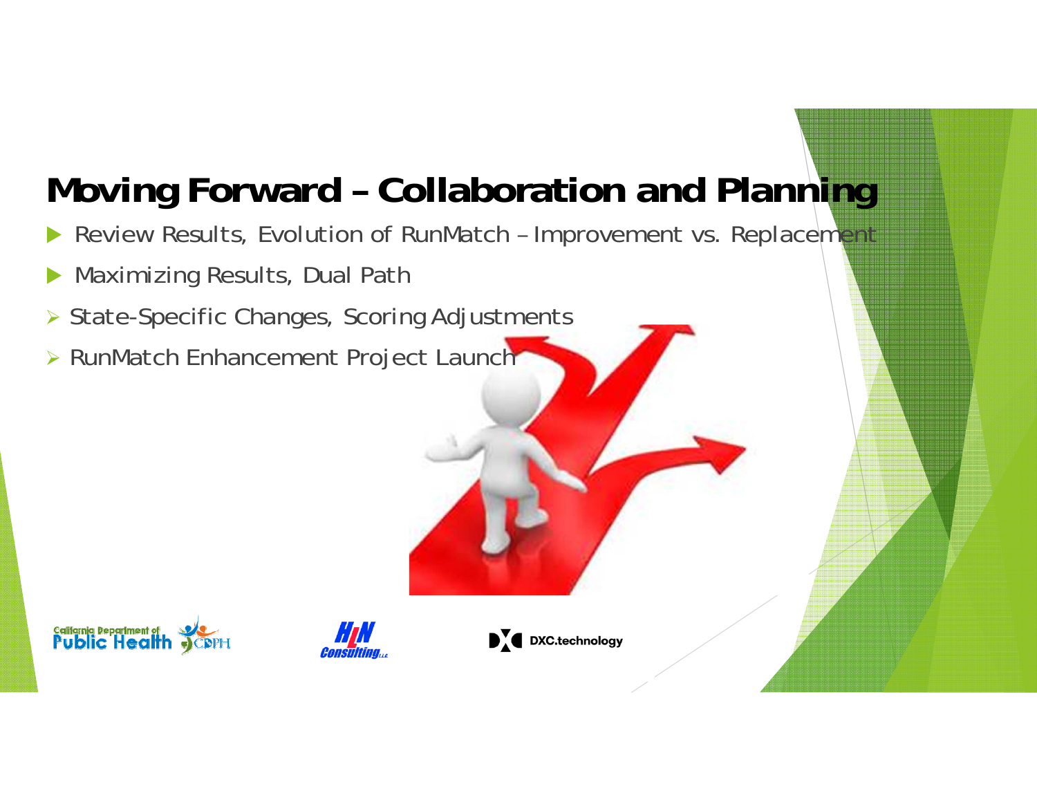# Moving Forward – Collaboration and Planning

- Review Results, Evolution of RunMatch – Improvement vs. Replacement
- Maximizing Results, Dual Path
- State-Specific Changes, Scoring Adjustments
- RunMatch Enhancement Project Launch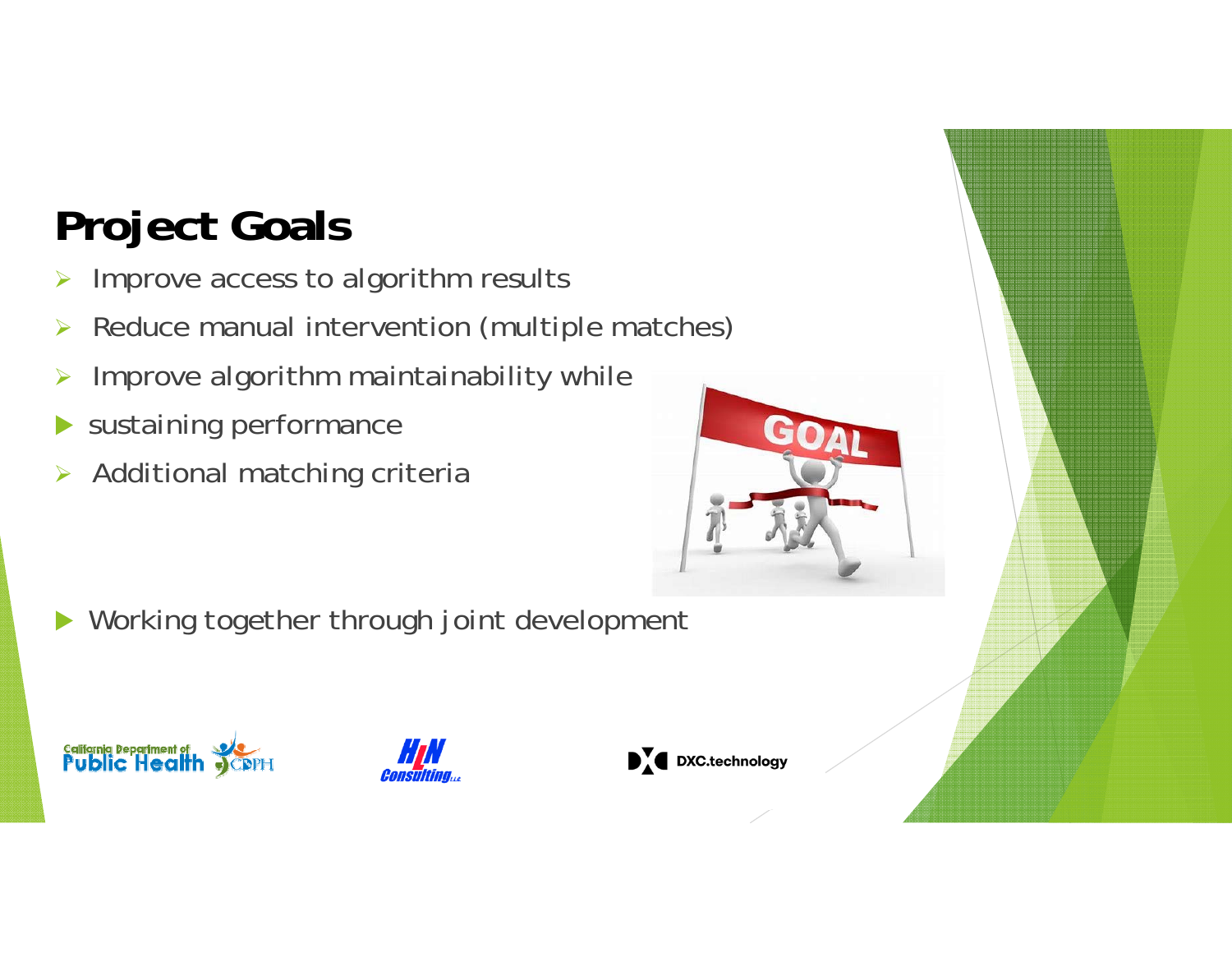# Project Goals

- Improve access to algorithm results
- Reduce manual intervention (multiple matches)
- Improve algorithm maintainability while
- sustaining performance
- Additional matching criteria

- Working together through joint development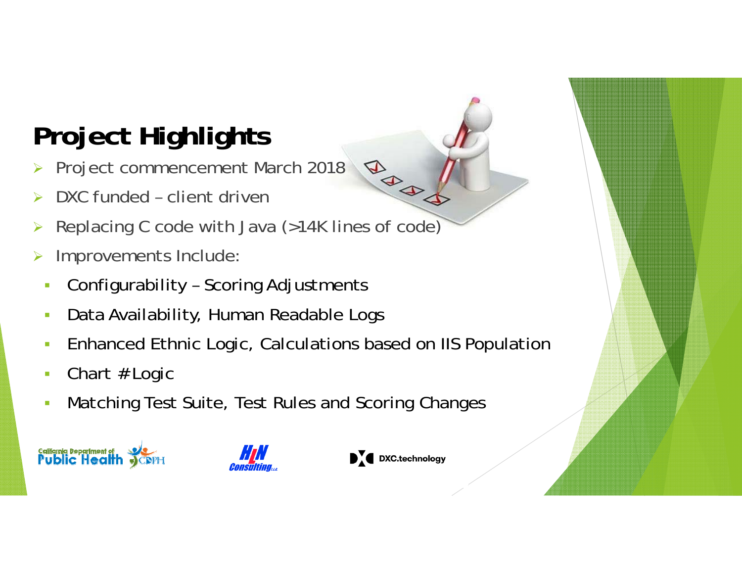# Project Highlights

- Project commencement March 2018
- DXC funded – client driven
- Replacing C code with Java (>14K lines of code)
- Improvements Include:
  - Configurability – Scoring Adjustments
  - Data Availability, Human Readable Logs
  - Enhanced Ethnic Logic, Calculations based on IIS Population
  - Chart # Logic
  - Matching Test Suite, Test Rules and Scoring Changes

California Department of Public Health CDPH

HLN Consulting LLC

DXC.technology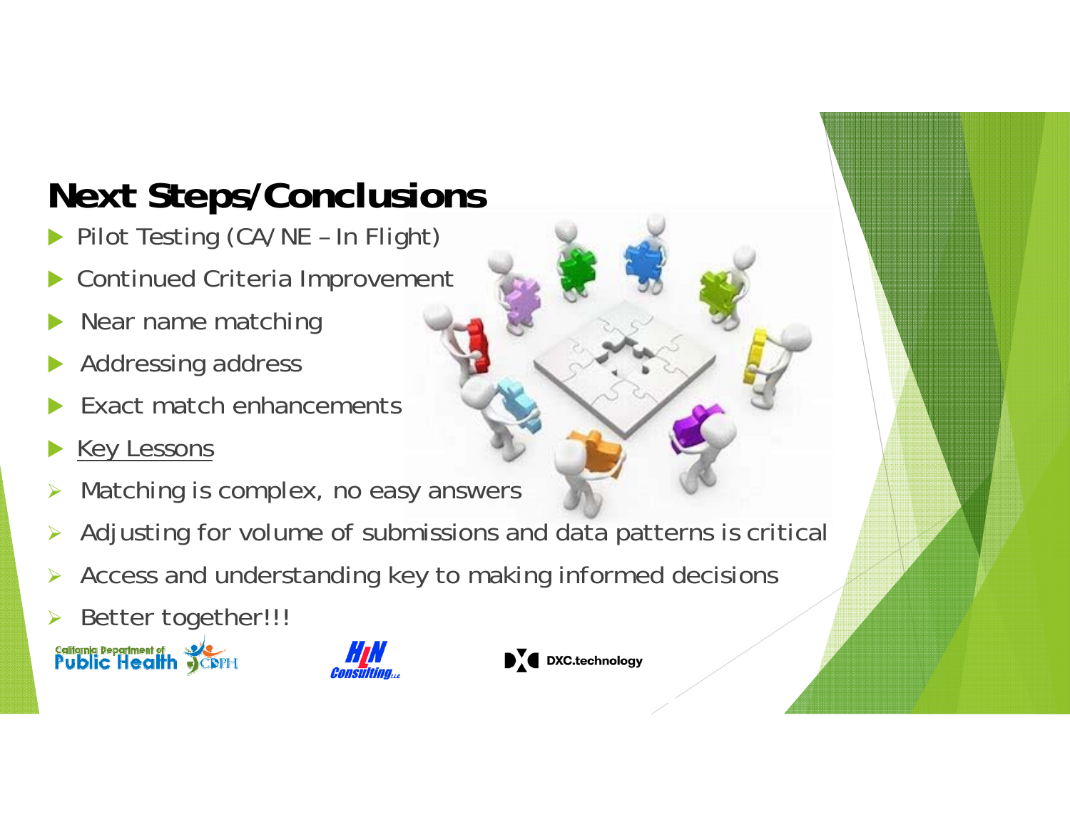# Next Steps/Conclusions

- Pilot Testing (CA/NE – In Flight)
- Continued Criteria Improvement
- Near name matching
- Addressing address
- Exact match enhancements
- Key Lessons
  - Matching is complex, no easy answers
  - Adjusting for volume of submissions and data patterns is critical
  - Access and understanding key to making informed decisions
  - Better together!!!

California Department of Public Health CDPH

HLN Consulting LLC

DXC.technology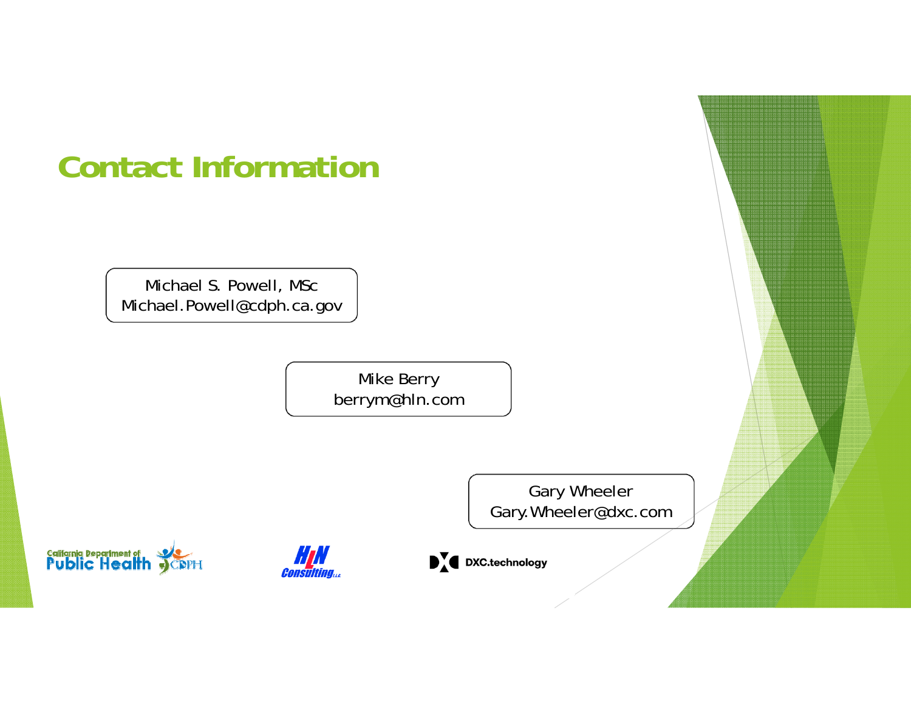# Contact Information

Michael S. Powell, MSc
Michael.Powell@cdph.ca.gov

Mike Berry
berrym@hln.com

Gary Wheeler
Gary.Wheeler@dxc.com